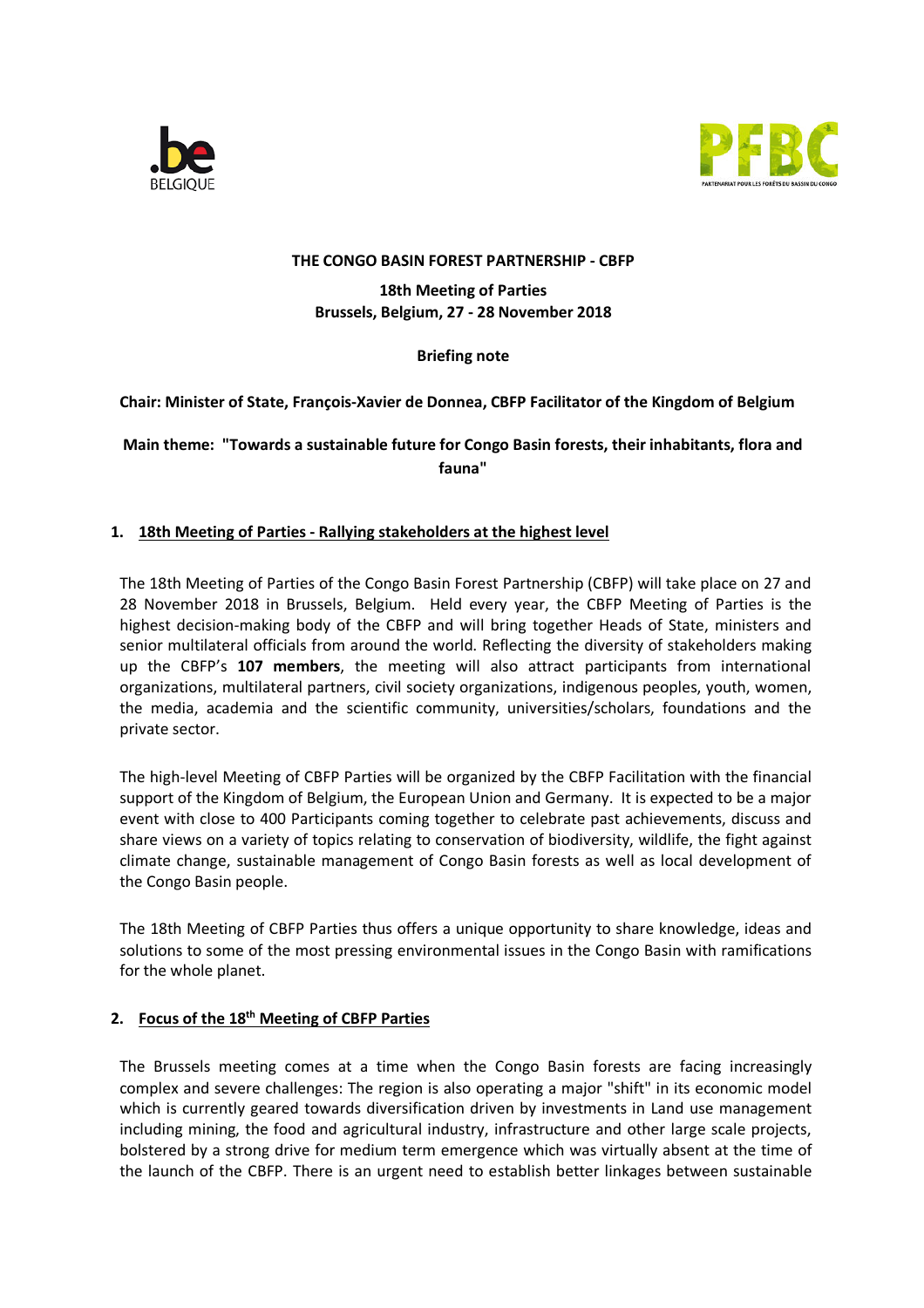**THE CONGO BASIN FOREST PARTNERSHIP - CBFP**

**18th Meeting of Parties**
**Brussels, Belgium, 27 - 28 November 2018**

**Briefing note**

**Chair: Minister of State, François-Xavier de Donnea, CBFP Facilitator of the Kingdom of Belgium**

**Main theme: "Towards a sustainable future for Congo Basin forests, their inhabitants, flora and fauna"**

## 1. 18th Meeting of Parties - Rallying stakeholders at the highest level

The 18th Meeting of Parties of the Congo Basin Forest Partnership (CBFP) will take place on 27 and 28 November 2018 in Brussels, Belgium. Held every year, the CBFP Meeting of Parties is the highest decision-making body of the CBFP and will bring together Heads of State, ministers and senior multilateral officials from around the world. Reflecting the diversity of stakeholders making up the CBFP's **107 members**, the meeting will also attract participants from international organizations, multilateral partners, civil society organizations, indigenous peoples, youth, women, the media, academia and the scientific community, universities/scholars, foundations and the private sector.

The high-level Meeting of CBFP Parties will be organized by the CBFP Facilitation with the financial support of the Kingdom of Belgium, the European Union and Germany. It is expected to be a major event with close to 400 Participants coming together to celebrate past achievements, discuss and share views on a variety of topics relating to conservation of biodiversity, wildlife, the fight against climate change, sustainable management of Congo Basin forests as well as local development of the Congo Basin people.

The 18th Meeting of CBFP Parties thus offers a unique opportunity to share knowledge, ideas and solutions to some of the most pressing environmental issues in the Congo Basin with ramifications for the whole planet.

## 2. Focus of the 18th Meeting of CBFP Parties

The Brussels meeting comes at a time when the Congo Basin forests are facing increasingly complex and severe challenges: The region is also operating a major "shift" in its economic model which is currently geared towards diversification driven by investments in Land use management including mining, the food and agricultural industry, infrastructure and other large scale projects, bolstered by a strong drive for medium term emergence which was virtually absent at the time of the launch of the CBFP. There is an urgent need to establish better linkages between sustainable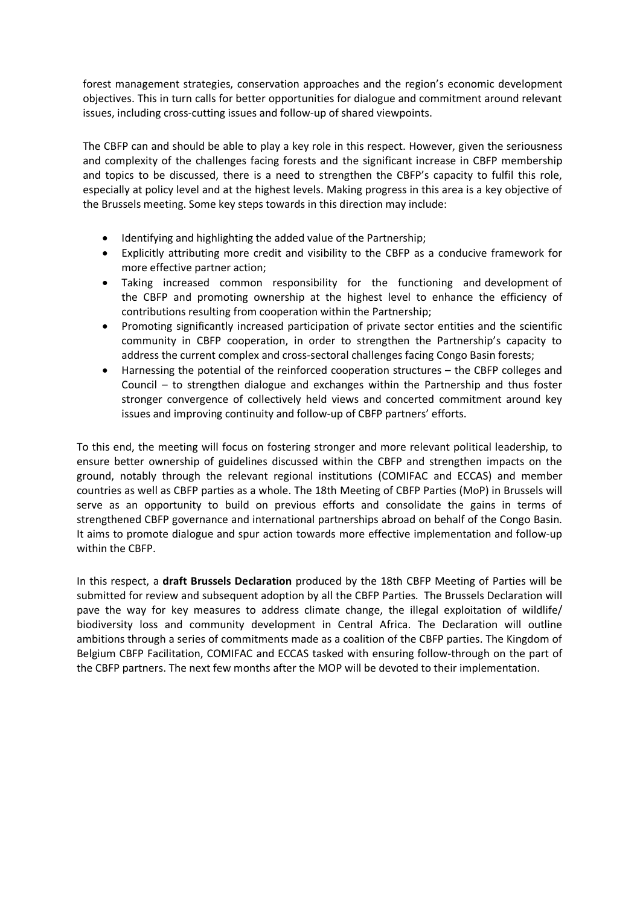forest management strategies, conservation approaches and the region's economic development objectives. This in turn calls for better opportunities for dialogue and commitment around relevant issues, including cross-cutting issues and follow-up of shared viewpoints.

The CBFP can and should be able to play a key role in this respect. However, given the seriousness and complexity of the challenges facing forests and the significant increase in CBFP membership and topics to be discussed, there is a need to strengthen the CBFP's capacity to fulfil this role, especially at policy level and at the highest levels. Making progress in this area is a key objective of the Brussels meeting. Some key steps towards in this direction may include:

- Identifying and highlighting the added value of the Partnership;
- Explicitly attributing more credit and visibility to the CBFP as a conducive framework for more effective partner action;
- Taking increased common responsibility for the functioning and development of the CBFP and promoting ownership at the highest level to enhance the efficiency of contributions resulting from cooperation within the Partnership;
- Promoting significantly increased participation of private sector entities and the scientific community in CBFP cooperation, in order to strengthen the Partnership's capacity to address the current complex and cross-sectoral challenges facing Congo Basin forests;
- Harnessing the potential of the reinforced cooperation structures – the CBFP colleges and Council – to strengthen dialogue and exchanges within the Partnership and thus foster stronger convergence of collectively held views and concerted commitment around key issues and improving continuity and follow-up of CBFP partners' efforts.

To this end, the meeting will focus on fostering stronger and more relevant political leadership, to ensure better ownership of guidelines discussed within the CBFP and strengthen impacts on the ground, notably through the relevant regional institutions (COMIFAC and ECCAS) and member countries as well as CBFP parties as a whole. The 18th Meeting of CBFP Parties (MoP) in Brussels will serve as an opportunity to build on previous efforts and consolidate the gains in terms of strengthened CBFP governance and international partnerships abroad on behalf of the Congo Basin. It aims to promote dialogue and spur action towards more effective implementation and follow-up within the CBFP.

In this respect, a **draft Brussels Declaration** produced by the 18th CBFP Meeting of Parties will be submitted for review and subsequent adoption by all the CBFP Parties. The Brussels Declaration will pave the way for key measures to address climate change, the illegal exploitation of wildlife/ biodiversity loss and community development in Central Africa. The Declaration will outline ambitions through a series of commitments made as a coalition of the CBFP parties. The Kingdom of Belgium CBFP Facilitation, COMIFAC and ECCAS tasked with ensuring follow-through on the part of the CBFP partners. The next few months after the MOP will be devoted to their implementation.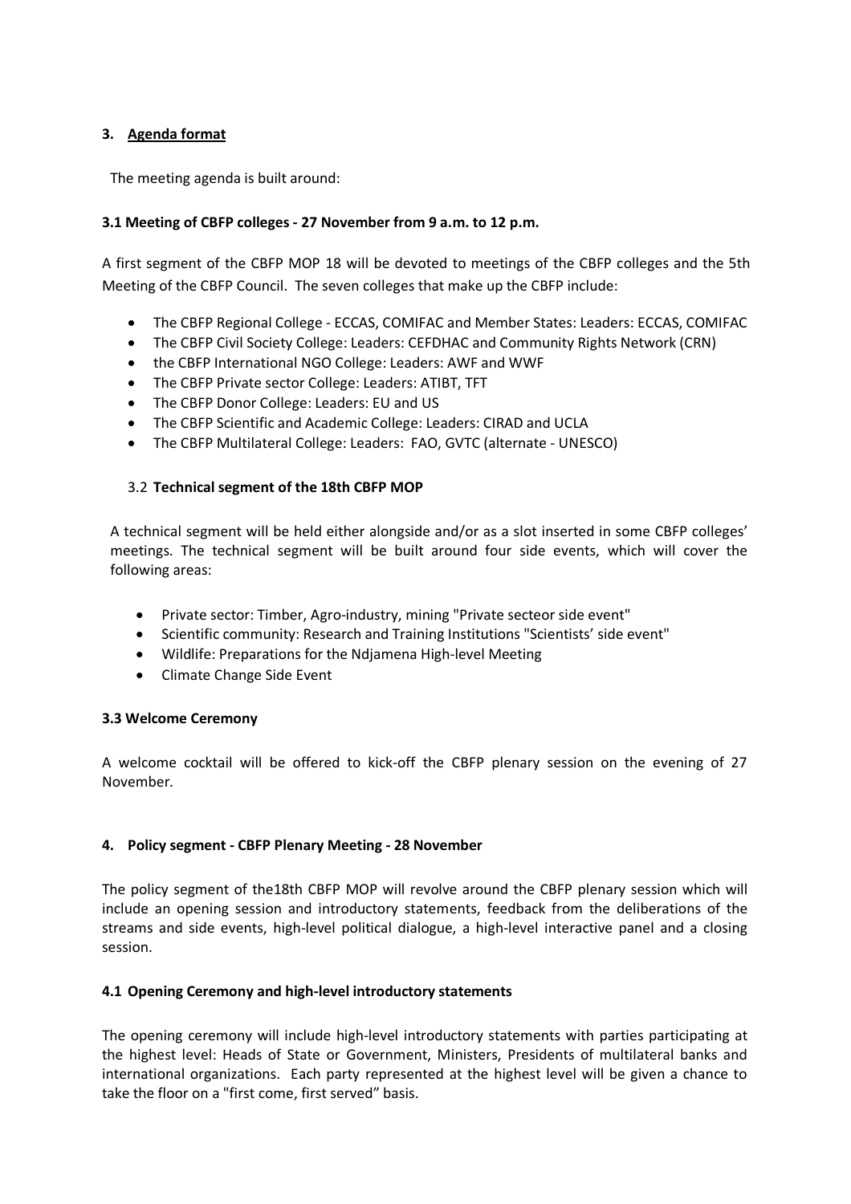## 3. Agenda format

The meeting agenda is built around:

### 3.1 Meeting of CBFP colleges - 27 November from 9 a.m. to 12 p.m.

A first segment of the CBFP MOP 18 will be devoted to meetings of the CBFP colleges and the 5th Meeting of the CBFP Council. The seven colleges that make up the CBFP include:

- The CBFP Regional College - ECCAS, COMIFAC and Member States: Leaders: ECCAS, COMIFAC
- The CBFP Civil Society College: Leaders: CEFDHAC and Community Rights Network (CRN)
- the CBFP International NGO College: Leaders: AWF and WWF
- The CBFP Private sector College: Leaders: ATIBT, TFT
- The CBFP Donor College: Leaders: EU and US
- The CBFP Scientific and Academic College: Leaders: CIRAD and UCLA
- The CBFP Multilateral College: Leaders: FAO, GVTC (alternate - UNESCO)

### 3.2 Technical segment of the 18th CBFP MOP

A technical segment will be held either alongside and/or as a slot inserted in some CBFP colleges' meetings. The technical segment will be built around four side events, which will cover the following areas:

- Private sector: Timber, Agro-industry, mining "Private secteor side event"
- Scientific community: Research and Training Institutions "Scientists' side event"
- Wildlife: Preparations for the Ndjamena High-level Meeting
- Climate Change Side Event

### 3.3 Welcome Ceremony

A welcome cocktail will be offered to kick-off the CBFP plenary session on the evening of 27 November.

## 4. Policy segment - CBFP Plenary Meeting - 28 November

The policy segment of the18th CBFP MOP will revolve around the CBFP plenary session which will include an opening session and introductory statements, feedback from the deliberations of the streams and side events, high-level political dialogue, a high-level interactive panel and a closing session.

### 4.1 Opening Ceremony and high-level introductory statements

The opening ceremony will include high-level introductory statements with parties participating at the highest level: Heads of State or Government, Ministers, Presidents of multilateral banks and international organizations. Each party represented at the highest level will be given a chance to take the floor on a "first come, first served" basis.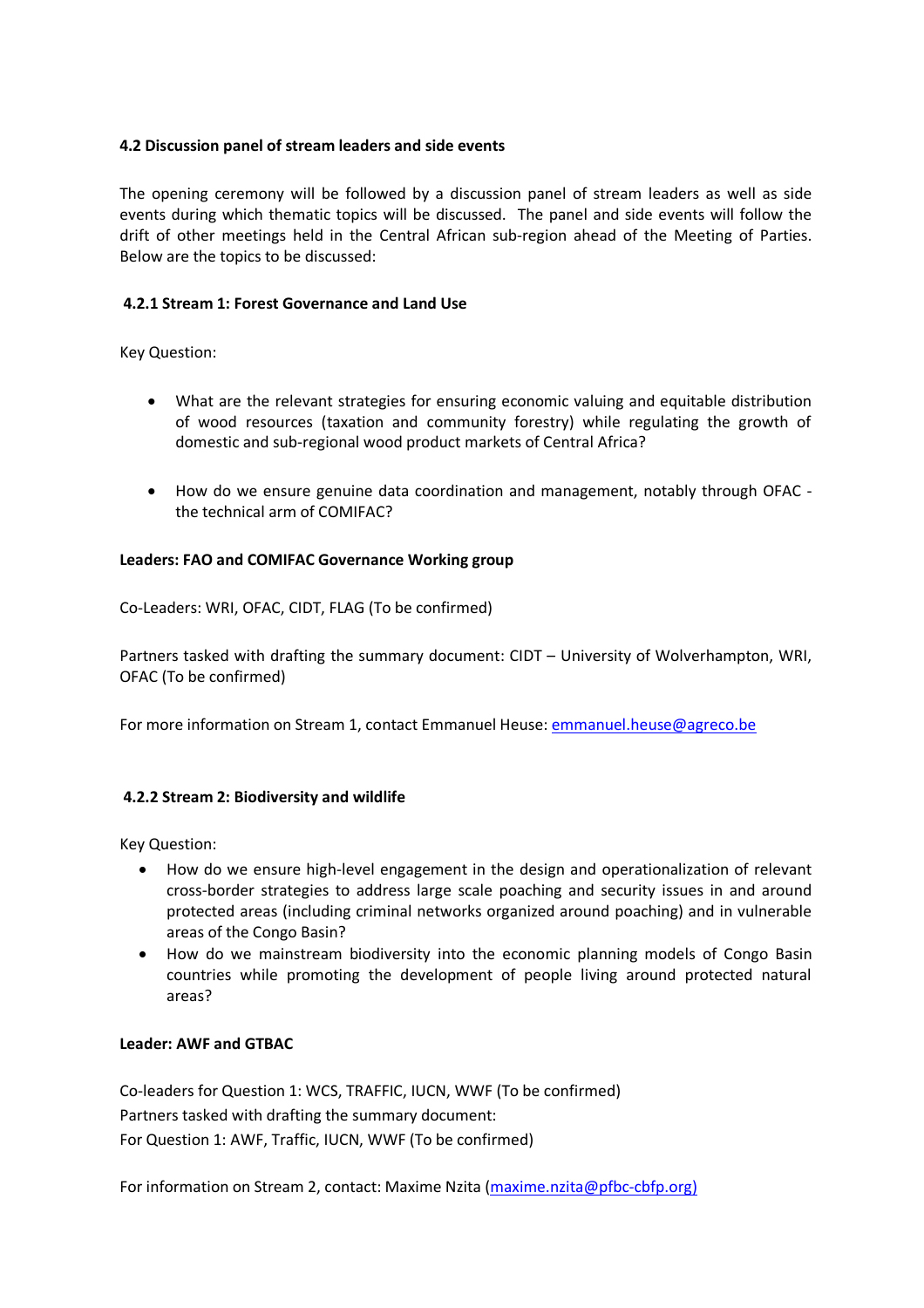### 4.2 Discussion panel of stream leaders and side events

The opening ceremony will be followed by a discussion panel of stream leaders as well as side events during which thematic topics will be discussed. The panel and side events will follow the drift of other meetings held in the Central African sub-region ahead of the Meeting of Parties. Below are the topics to be discussed:

#### 4.2.1 Stream 1: Forest Governance and Land Use

Key Question:

- What are the relevant strategies for ensuring economic valuing and equitable distribution of wood resources (taxation and community forestry) while regulating the growth of domestic and sub-regional wood product markets of Central Africa?

- How do we ensure genuine data coordination and management, notably through OFAC - the technical arm of COMIFAC?

**Leaders: FAO and COMIFAC Governance Working group**

Co-Leaders: WRI, OFAC, CIDT, FLAG (To be confirmed)

Partners tasked with drafting the summary document: CIDT – University of Wolverhampton, WRI, OFAC (To be confirmed)

For more information on Stream 1, contact Emmanuel Heuse: emmanuel.heuse@agreco.be

#### 4.2.2 Stream 2: Biodiversity and wildlife

Key Question:

- How do we ensure high-level engagement in the design and operationalization of relevant cross-border strategies to address large scale poaching and security issues in and around protected areas (including criminal networks organized around poaching) and in vulnerable areas of the Congo Basin?
- How do we mainstream biodiversity into the economic planning models of Congo Basin countries while promoting the development of people living around protected natural areas?

**Leader: AWF and GTBAC**

Co-leaders for Question 1: WCS, TRAFFIC, IUCN, WWF (To be confirmed)
Partners tasked with drafting the summary document:
For Question 1: AWF, Traffic, IUCN, WWF (To be confirmed)

For information on Stream 2, contact: Maxime Nzita (maxime.nzita@pfbc-cbfp.org)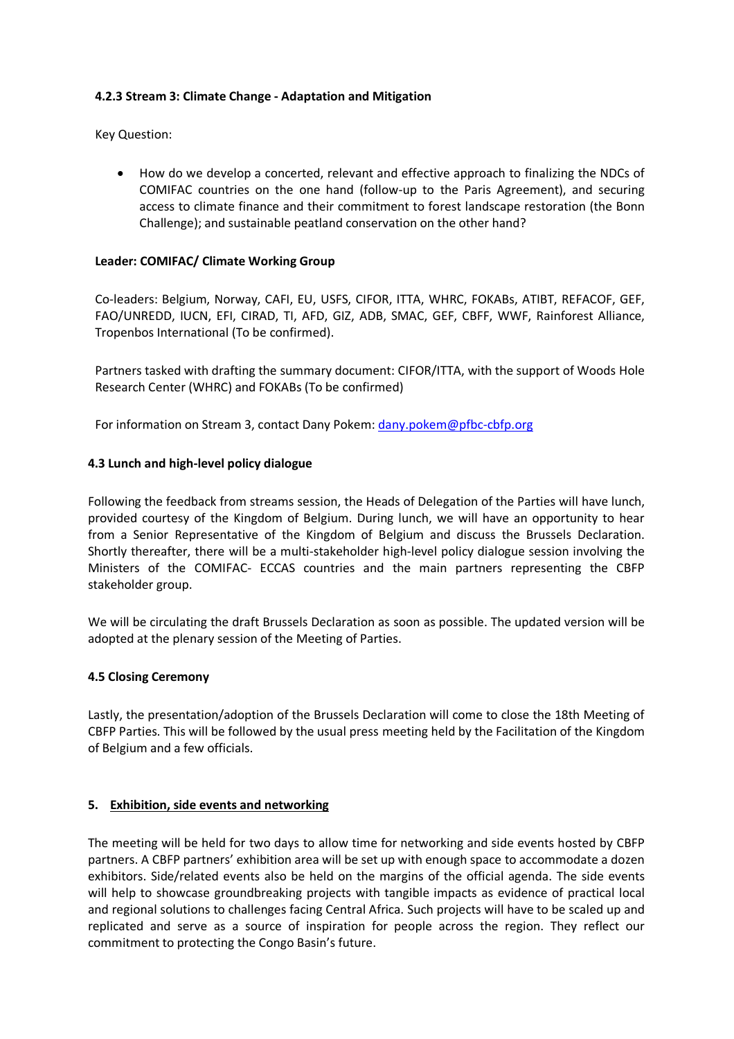#### 4.2.3 Stream 3: Climate Change - Adaptation and Mitigation

Key Question:

- How do we develop a concerted, relevant and effective approach to finalizing the NDCs of COMIFAC countries on the one hand (follow-up to the Paris Agreement), and securing access to climate finance and their commitment to forest landscape restoration (the Bonn Challenge); and sustainable peatland conservation on the other hand?

**Leader: COMIFAC/ Climate Working Group**

Co-leaders: Belgium, Norway, CAFI, EU, USFS, CIFOR, ITTA, WHRC, FOKABs, ATIBT, REFACOF, GEF, FAO/UNREDD, IUCN, EFI, CIRAD, TI, AFD, GIZ, ADB, SMAC, GEF, CBFF, WWF, Rainforest Alliance, Tropenbos International (To be confirmed).

Partners tasked with drafting the summary document: CIFOR/ITTA, with the support of Woods Hole Research Center (WHRC) and FOKABs (To be confirmed)

For information on Stream 3, contact Dany Pokem: dany.pokem@pfbc-cbfp.org

### 4.3 Lunch and high-level policy dialogue

Following the feedback from streams session, the Heads of Delegation of the Parties will have lunch, provided courtesy of the Kingdom of Belgium. During lunch, we will have an opportunity to hear from a Senior Representative of the Kingdom of Belgium and discuss the Brussels Declaration. Shortly thereafter, there will be a multi-stakeholder high-level policy dialogue session involving the Ministers of the COMIFAC- ECCAS countries and the main partners representing the CBFP stakeholder group.

We will be circulating the draft Brussels Declaration as soon as possible. The updated version will be adopted at the plenary session of the Meeting of Parties.

### 4.5 Closing Ceremony

Lastly, the presentation/adoption of the Brussels Declaration will come to close the 18th Meeting of CBFP Parties. This will be followed by the usual press meeting held by the Facilitation of the Kingdom of Belgium and a few officials.

## 5. Exhibition, side events and networking

The meeting will be held for two days to allow time for networking and side events hosted by CBFP partners. A CBFP partners' exhibition area will be set up with enough space to accommodate a dozen exhibitors. Side/related events also be held on the margins of the official agenda. The side events will help to showcase groundbreaking projects with tangible impacts as evidence of practical local and regional solutions to challenges facing Central Africa. Such projects will have to be scaled up and replicated and serve as a source of inspiration for people across the region. They reflect our commitment to protecting the Congo Basin's future.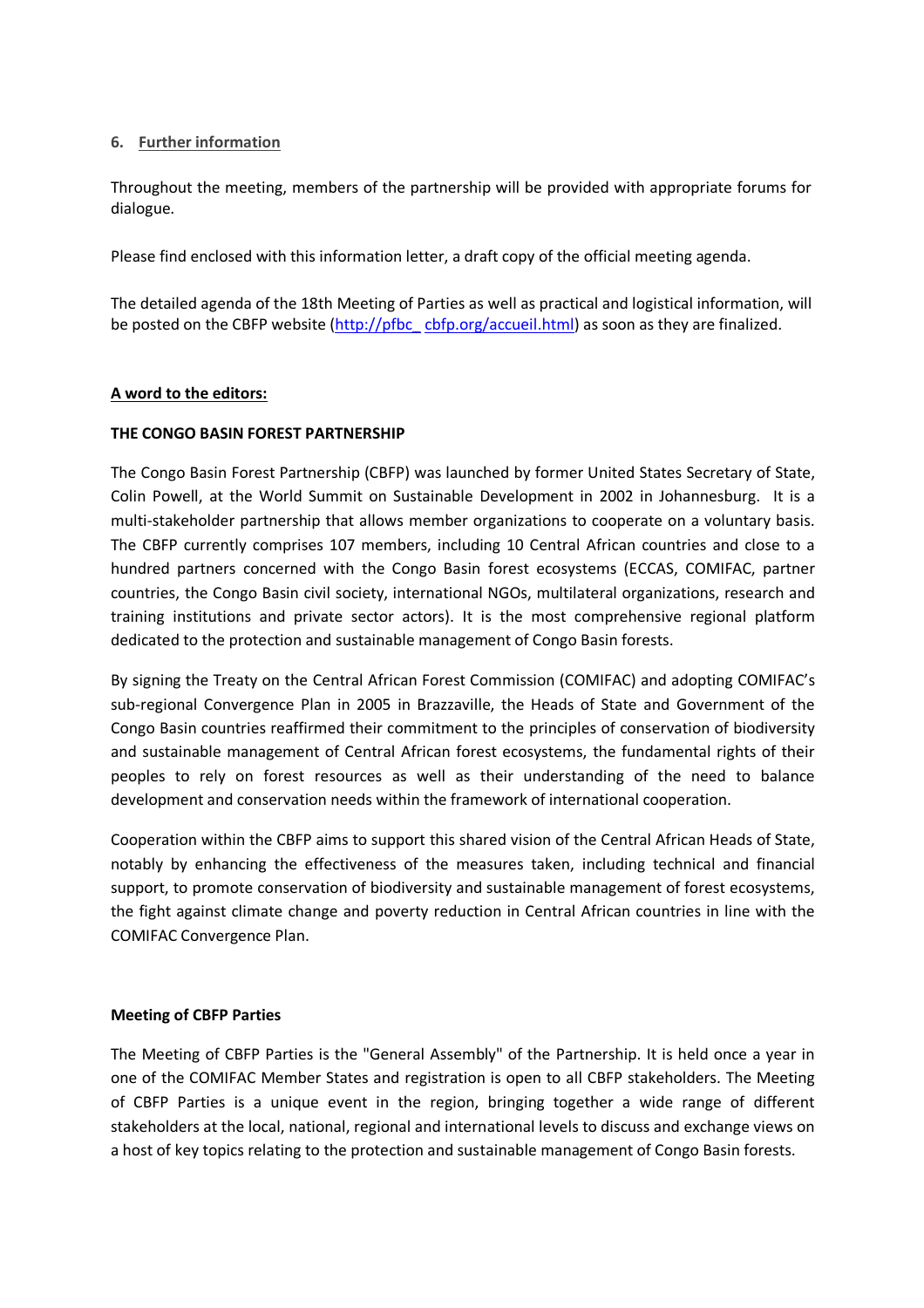### 6. Further information

Throughout the meeting, members of the partnership will be provided with appropriate forums for dialogue.

Please find enclosed with this information letter, a draft copy of the official meeting agenda.

The detailed agenda of the 18th Meeting of Parties as well as practical and logistical information, will be posted on the CBFP website ([http://pfbc_ cbfp.org/accueil.html](http://pfbc-cbfp.org/accueil.html)) as soon as they are finalized.

**A word to the editors:**

**THE CONGO BASIN FOREST PARTNERSHIP**

The Congo Basin Forest Partnership (CBFP) was launched by former United States Secretary of State, Colin Powell, at the World Summit on Sustainable Development in 2002 in Johannesburg. It is a multi-stakeholder partnership that allows member organizations to cooperate on a voluntary basis. The CBFP currently comprises 107 members, including 10 Central African countries and close to a hundred partners concerned with the Congo Basin forest ecosystems (ECCAS, COMIFAC, partner countries, the Congo Basin civil society, international NGOs, multilateral organizations, research and training institutions and private sector actors). It is the most comprehensive regional platform dedicated to the protection and sustainable management of Congo Basin forests.

By signing the Treaty on the Central African Forest Commission (COMIFAC) and adopting COMIFAC's sub-regional Convergence Plan in 2005 in Brazzaville, the Heads of State and Government of the Congo Basin countries reaffirmed their commitment to the principles of conservation of biodiversity and sustainable management of Central African forest ecosystems, the fundamental rights of their peoples to rely on forest resources as well as their understanding of the need to balance development and conservation needs within the framework of international cooperation.

Cooperation within the CBFP aims to support this shared vision of the Central African Heads of State, notably by enhancing the effectiveness of the measures taken, including technical and financial support, to promote conservation of biodiversity and sustainable management of forest ecosystems, the fight against climate change and poverty reduction in Central African countries in line with the COMIFAC Convergence Plan.

**Meeting of CBFP Parties**

The Meeting of CBFP Parties is the "General Assembly" of the Partnership. It is held once a year in one of the COMIFAC Member States and registration is open to all CBFP stakeholders. The Meeting of CBFP Parties is a unique event in the region, bringing together a wide range of different stakeholders at the local, national, regional and international levels to discuss and exchange views on a host of key topics relating to the protection and sustainable management of Congo Basin forests.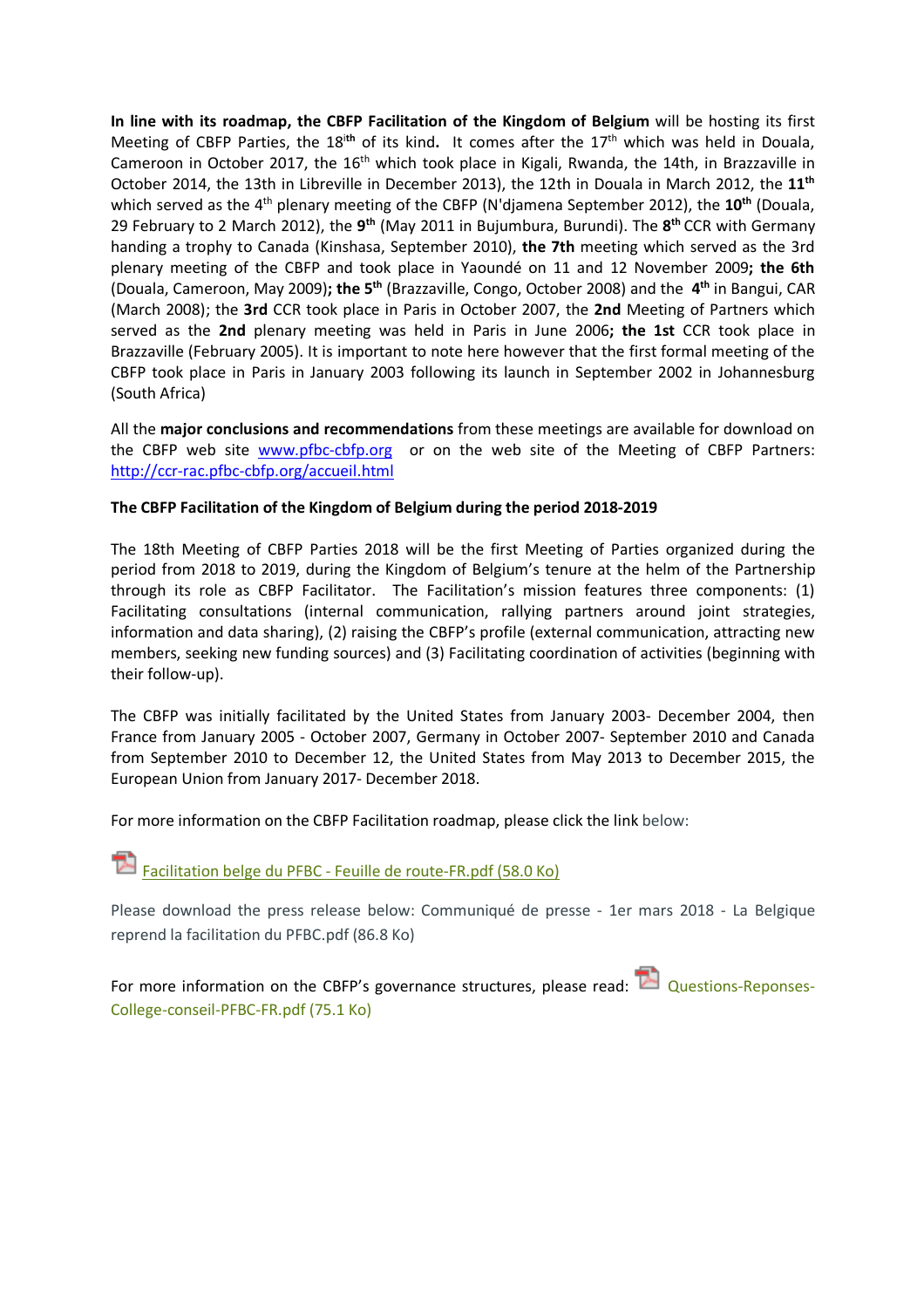**In line with its roadmap, the CBFP Facilitation of the Kingdom of Belgium** will be hosting its first Meeting of CBFP Parties, the 18ith of its kind**.** It comes after the 17th which was held in Douala, Cameroon in October 2017, the 16th which took place in Kigali, Rwanda, the 14th, in Brazzaville in October 2014, the 13th in Libreville in December 2013), the 12th in Douala in March 2012, the **11th** which served as the 4th plenary meeting of the CBFP (N'djamena September 2012), the **10th** (Douala, 29 February to 2 March 2012), the **9th** (May 2011 in Bujumbura, Burundi). The **8th** CCR with Germany handing a trophy to Canada (Kinshasa, September 2010), **the 7th** meeting which served as the 3rd plenary meeting of the CBFP and took place in Yaoundé on 11 and 12 November 2009**; the 6th** (Douala, Cameroon, May 2009)**; the 5th** (Brazzaville, Congo, October 2008) and the **4th** in Bangui, CAR (March 2008); the **3rd** CCR took place in Paris in October 2007, the **2nd** Meeting of Partners which served as the **2nd** plenary meeting was held in Paris in June 2006**; the 1st** CCR took place in Brazzaville (February 2005). It is important to note here however that the first formal meeting of the CBFP took place in Paris in January 2003 following its launch in September 2002 in Johannesburg (South Africa)

All the **major conclusions and recommendations** from these meetings are available for download on the CBFP web site www.pfbc-cbfp.org or on the web site of the Meeting of CBFP Partners: http://ccr-rac.pfbc-cbfp.org/accueil.html

**The CBFP Facilitation of the Kingdom of Belgium during the period 2018-2019**

The 18th Meeting of CBFP Parties 2018 will be the first Meeting of Parties organized during the period from 2018 to 2019, during the Kingdom of Belgium's tenure at the helm of the Partnership through its role as CBFP Facilitator. The Facilitation's mission features three components: (1) Facilitating consultations (internal communication, rallying partners around joint strategies, information and data sharing), (2) raising the CBFP's profile (external communication, attracting new members, seeking new funding sources) and (3) Facilitating coordination of activities (beginning with their follow-up).

The CBFP was initially facilitated by the United States from January 2003- December 2004, then France from January 2005 - October 2007, Germany in October 2007- September 2010 and Canada from September 2010 to December 12, the United States from May 2013 to December 2015, the European Union from January 2017- December 2018.

For more information on the CBFP Facilitation roadmap, please click the link below:

Facilitation belge du PFBC - Feuille de route-FR.pdf (58.0 Ko)

Please download the press release below: Communiqué de presse - 1er mars 2018 - La Belgique reprend la facilitation du PFBC.pdf (86.8 Ko)

For more information on the CBFP's governance structures, please read: Questions-Reponses-College-conseil-PFBC-FR.pdf (75.1 Ko)